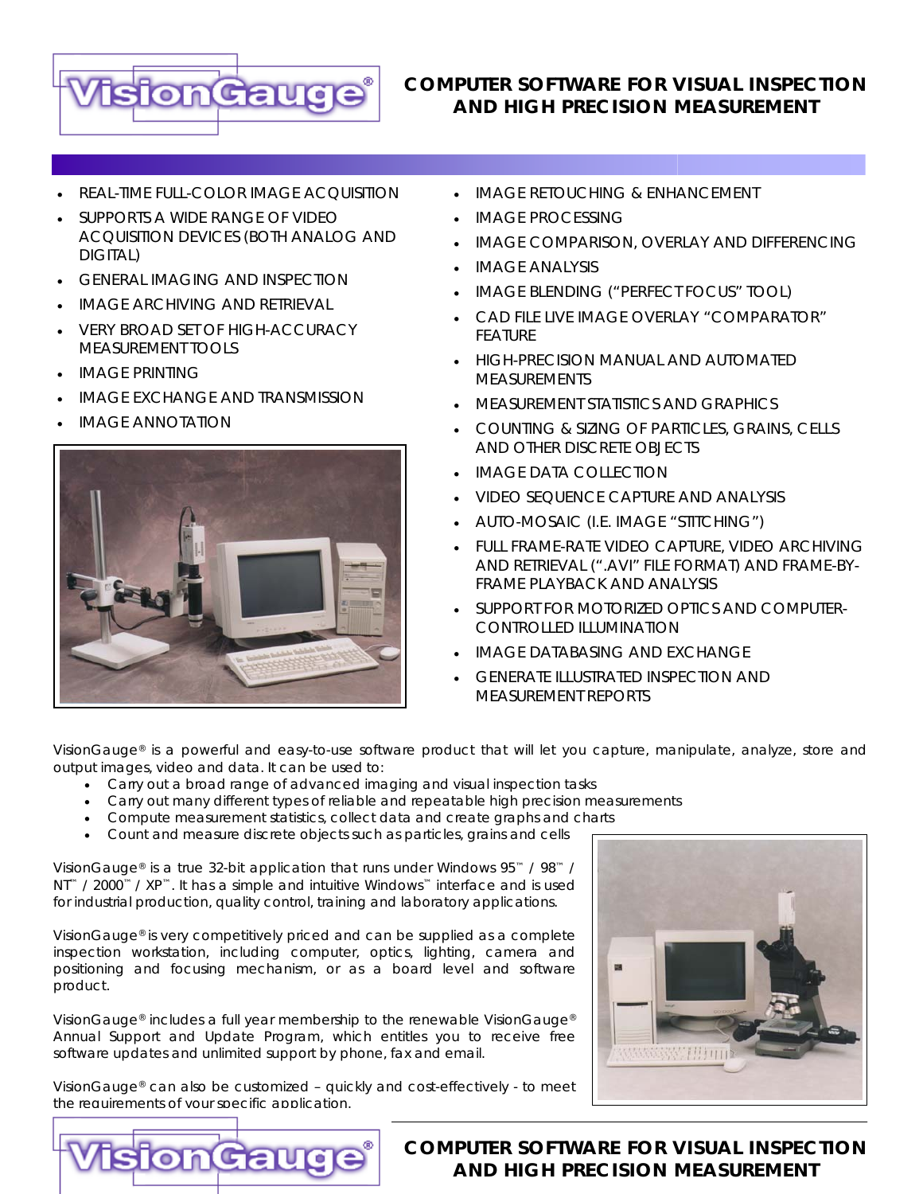# VisionGauge®

## COMPUTER SOFTWARE FOR VISUAL INSPECTION AND HIGH PRECISION MEASUREMENT

- REAL-TIME FULL-COLOR IMAGE ACQUISITION
- SUPPORTS A WIDE RANGE OF VIDEO ACQUISITION DEVICES (BOTH ANALOG AND DIGITAL)
- GENERAL IMAGING AND INSPECTION
- IMAGE ARCHIVING AND RETRIEVAL
- VERY BROAD SET OF HIGH-ACCURACY MEASUREMENT TOOLS
- IMAGE PRINTING
- IMAGE EXCHANGE AND TRANSMISSION
- IMAGE ANNOTATION
- IMAGE RETOUCHING & ENHANCEMENT
- IMAGE PROCESSING
- IMAGE COMPARISON, OVERLAY AND DIFFERENCING
- IMAGE ANALYSIS
- IMAGE BLENDING ("PERFECT FOCUS" TOOL)
- CAD FILE LIVE IMAGE OVERLAY "COMPARATOR" FEATURE
- HIGH-PRECISION MANUAL AND AUTOMATED MEASUREMENTS
- MEASUREMENT STATISTICS AND GRAPHICS
- COUNTING & SIZING OF PARTICLES, GRAINS, CELLS AND OTHER DISCRETE OBJECTS
- IMAGE DATA COLLECTION
- VIDEO SEQUENCE CAPTURE AND ANALYSIS
- AUTO-MOSAIC (I.E. IMAGE "STITCHING")
- FULL FRAME-RATE VIDEO CAPTURE, VIDEO ARCHIVING AND RETRIEVAL (".AVI" FILE FORMAT) AND FRAME-BY-FRAME PLAYBACK AND ANALYSIS
- SUPPORT FOR MOTORIZED OPTICS AND COMPUTER-CONTROLLED ILLUMINATION
- IMAGE DATABASING AND EXCHANGE
- GENERATE ILLUSTRATED INSPECTION AND MEASUREMENT REPORTS

VisionGauge® is a powerful and easy-to-use software product that will let you capture, manipulate, analyze, store and output images, video and data. It can be used to:

- Carry out a broad range of advanced imaging and visual inspection tasks
- Carry out many different types of reliable and repeatable high precision measurements
- Compute measurement statistics, collect data and create graphs and charts
- Count and measure discrete objects such as particles, grains and cells

VisionGauge® is a true 32-bit application that runs under Windows 95™ / 98™ / NT™ / 2000™ / XP™. It has a simple and intuitive Windows™ interface and is used for industrial production, quality control, training and laboratory applications.

VisionGauge® is very competitively priced and can be supplied as a complete inspection workstation, including computer, optics, lighting, camera and positioning and focusing mechanism, or as a board level and software product.

VisionGauge® includes a full year membership to the renewable VisionGauge® Annual Support and Update Program, which entitles you to receive free software updates and unlimited support by phone, fax and email.

VisionGauge® can also be customized – quickly and cost-effectively - to meet the requirements of your specific application.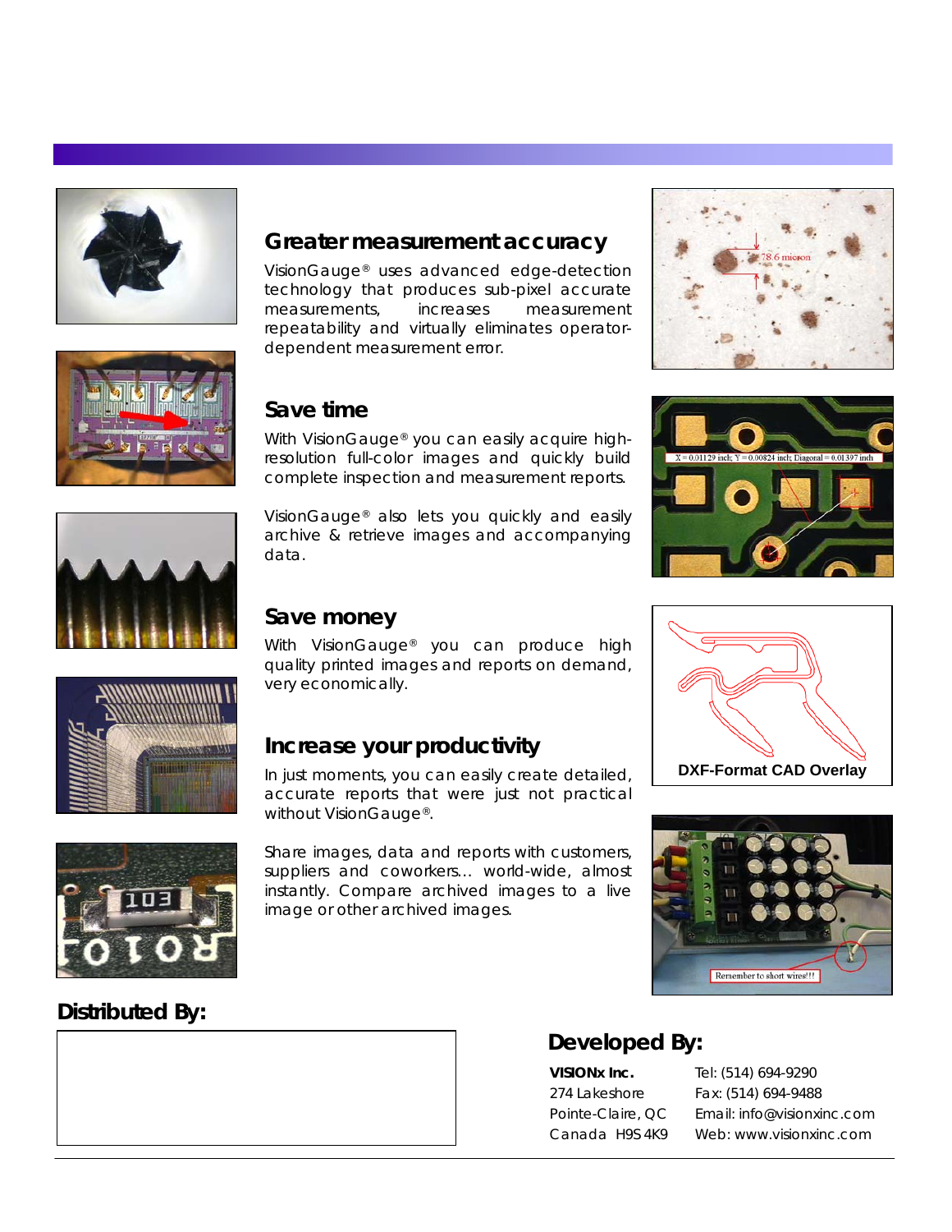## Greater measurement accuracy

VisionGauge® uses advanced edge-detection technology that produces sub-pixel accurate measurements, increases measurement repeatability and virtually eliminates operator-dependent measurement error.

## Save time

With VisionGauge® you can easily acquire high-resolution full-color images and quickly build complete inspection and measurement reports.

VisionGauge® also lets you quickly and easily archive & retrieve images and accompanying data.

## Save money

With VisionGauge® you can produce high quality printed images and reports on demand, very economically.

## Increase your productivity

In just moments, you can easily create detailed, accurate reports that were just not practical without VisionGauge®.

Share images, data and reports with customers, suppliers and coworkers… world-wide, almost instantly. Compare archived images to a live image or other archived images.

DXF-Format CAD Overlay

## Distributed By:

## Developed By:

**VISIONx Inc.**
274 Lakeshore
Pointe-Claire, QC
Canada H9S 4K9

Tel: (514) 694-9290
Fax: (514) 694-9488
Email: info@visionxinc.com
Web: www.visionxinc.com